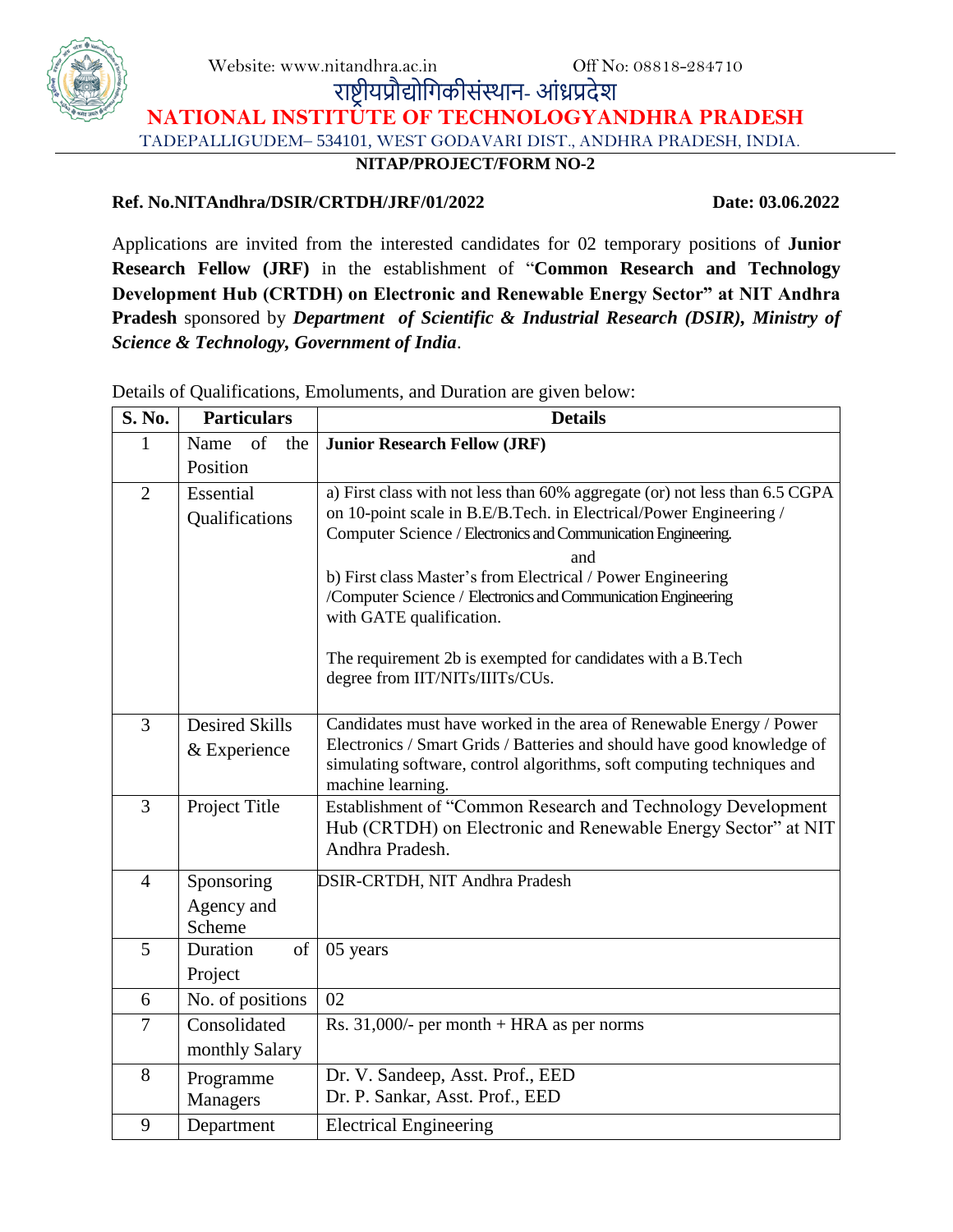Website: www.nitandhra.ac.in Off No: 08818-284710

राष्ट्रीयप्रौद्योगिकीसंस्थान- आंध्रप्रदेश

# NATIONAL INSTITUTE OF TECHNOLOGYANDHRA PRADESH

TADEPALLIGUDEM– 534101, WEST GODAVARI DIST., ANDHRA PRADESH, INDIA.

**NITAP/PROJECT/FORM NO-2**

**Ref. No.NITAndhra/DSIR/CRTDH/JRF/01/2022** **Date: 03.06.2022**

Applications are invited from the interested candidates for 02 temporary positions of **Junior Research Fellow (JRF)** in the establishment of "**Common Research and Technology Development Hub (CRTDH) on Electronic and Renewable Energy Sector" at NIT Andhra Pradesh** sponsored by ***Department of Scientific & Industrial Research (DSIR), Ministry of Science & Technology, Government of India***.

Details of Qualifications, Emoluments, and Duration are given below:

| S. No. | Particulars | Details |
|---|---|---|
| 1 | Name of the Position | **Junior Research Fellow (JRF)** |
| 2 | Essential Qualifications | a) First class with not less than 60% aggregate (or) not less than 6.5 CGPA on 10-point scale in B.E/B.Tech. in Electrical/Power Engineering / Computer Science / Electronics and Communication Engineering. and b) First class Master's from Electrical / Power Engineering /Computer Science / Electronics and Communication Engineering with GATE qualification. The requirement 2b is exempted for candidates with a B.Tech degree from IIT/NITs/IIITs/CUs. |
| 3 | Desired Skills & Experience | Candidates must have worked in the area of Renewable Energy / Power Electronics / Smart Grids / Batteries and should have good knowledge of simulating software, control algorithms, soft computing techniques and machine learning. |
| 3 | Project Title | Establishment of "Common Research and Technology Development Hub (CRTDH) on Electronic and Renewable Energy Sector" at NIT Andhra Pradesh. |
| 4 | Sponsoring Agency and Scheme | DSIR-CRTDH, NIT Andhra Pradesh |
| 5 | Duration of Project | 05 years |
| 6 | No. of positions | 02 |
| 7 | Consolidated monthly Salary | Rs. 31,000/- per month + HRA as per norms |
| 8 | Programme Managers | Dr. V. Sandeep, Asst. Prof., EED<br>Dr. P. Sankar, Asst. Prof., EED |
| 9 | Department | Electrical Engineering |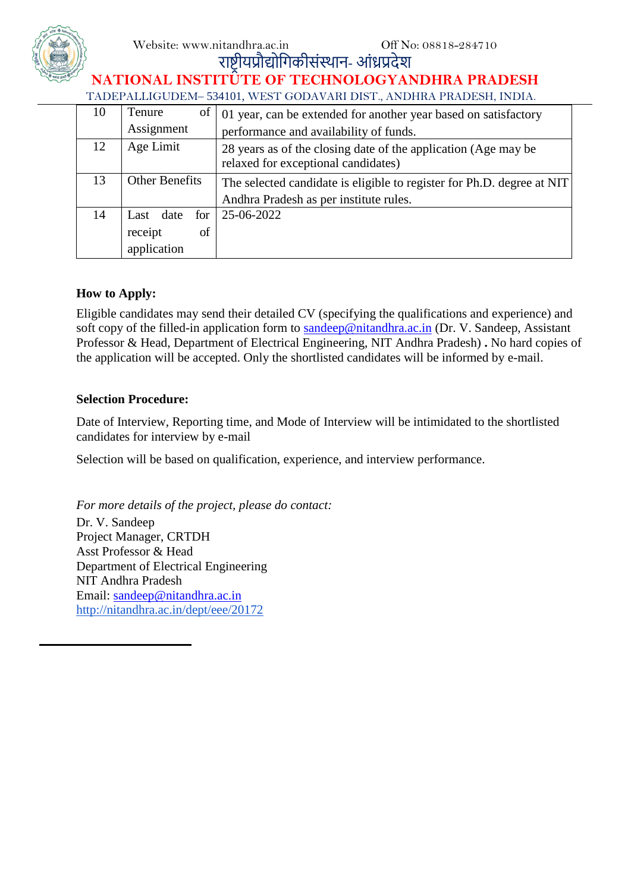| 10 | Tenure of Assignment | 01 year, can be extended for another year based on satisfactory performance and availability of funds. |
|---|---|---|
| 12 | Age Limit | 28 years as of the closing date of the application (Age may be relaxed for exceptional candidates) |
| 13 | Other Benefits | The selected candidate is eligible to register for Ph.D. degree at NIT Andhra Pradesh as per institute rules. |
| 14 | Last date for receipt of application | 25-06-2022 |

**How to Apply:**

Eligible candidates may send their detailed CV (specifying the qualifications and experience) and soft copy of the filled-in application form to sandeep@nitandhra.ac.in (Dr. V. Sandeep, Assistant Professor & Head, Department of Electrical Engineering, NIT Andhra Pradesh) **.** No hard copies of the application will be accepted. Only the shortlisted candidates will be informed by e-mail.

**Selection Procedure:**

Date of Interview, Reporting time, and Mode of Interview will be intimidated to the shortlisted candidates for interview by e-mail

Selection will be based on qualification, experience, and interview performance.

*For more details of the project, please do contact:*

Dr. V. Sandeep  
Project Manager, CRTDH  
Asst Professor & Head  
Department of Electrical Engineering  
NIT Andhra Pradesh  
Email: sandeep@nitandhra.ac.in  
http://nitandhra.ac.in/dept/eee/20172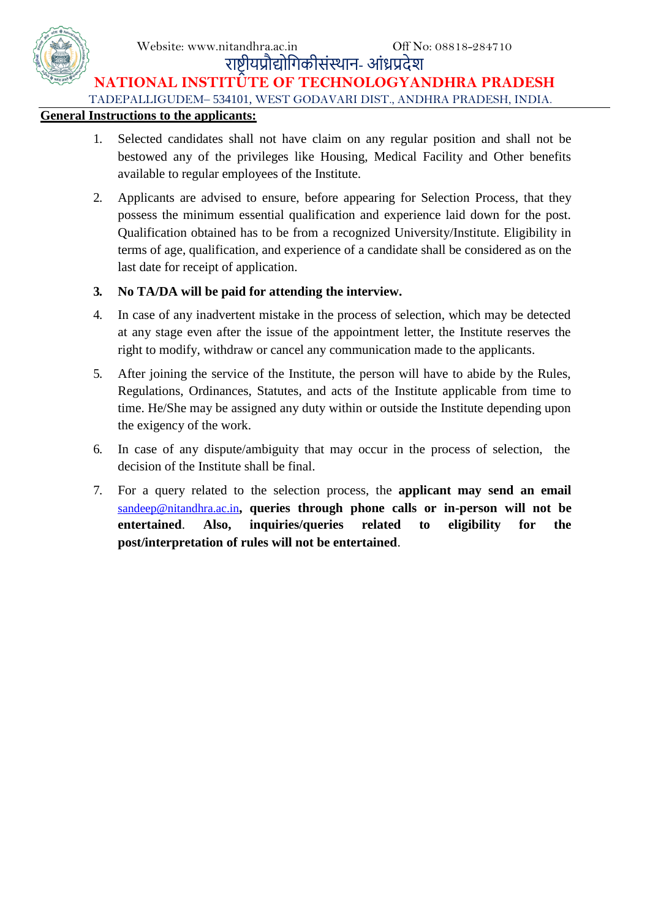**General Instructions to the applicants:**

1. Selected candidates shall not have claim on any regular position and shall not be bestowed any of the privileges like Housing, Medical Facility and Other benefits available to regular employees of the Institute.
2. Applicants are advised to ensure, before appearing for Selection Process, that they possess the minimum essential qualification and experience laid down for the post. Qualification obtained has to be from a recognized University/Institute. Eligibility in terms of age, qualification, and experience of a candidate shall be considered as on the last date for receipt of application.
3. **No TA/DA will be paid for attending the interview.**
4. In case of any inadvertent mistake in the process of selection, which may be detected at any stage even after the issue of the appointment letter, the Institute reserves the right to modify, withdraw or cancel any communication made to the applicants.
5. After joining the service of the Institute, the person will have to abide by the Rules, Regulations, Ordinances, Statutes, and acts of the Institute applicable from time to time. He/She may be assigned any duty within or outside the Institute depending upon the exigency of the work.
6. In case of any dispute/ambiguity that may occur in the process of selection, the decision of the Institute shall be final.
7. For a query related to the selection process, the **applicant may send an email** sandeep@nitandhra.ac.in**, queries through phone calls or in-person will not be entertained**. **Also, inquiries/queries related to eligibility for the post/interpretation of rules will not be entertained**.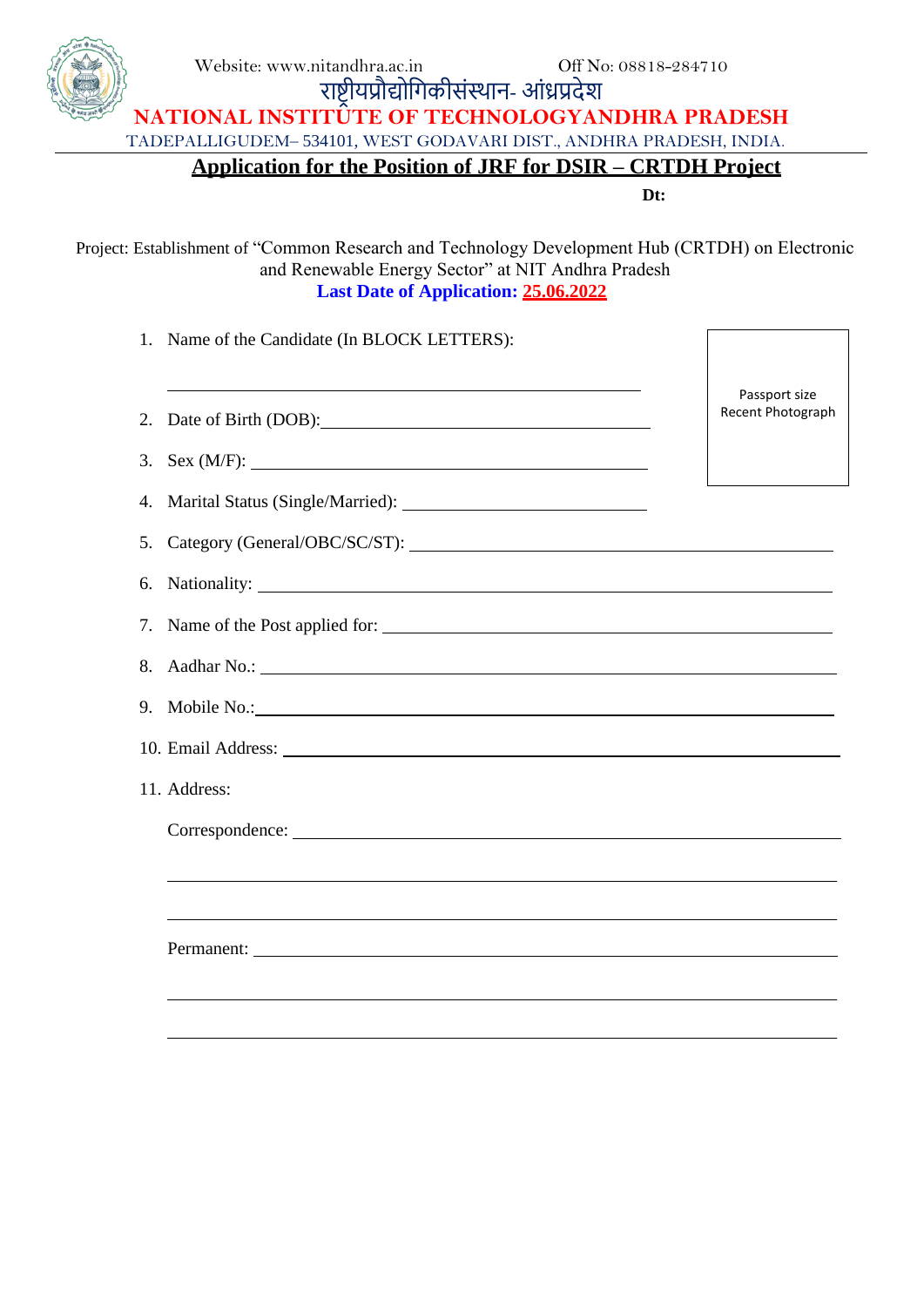Website: www.nitandhra.ac.in Off No: 08818-284710

राष्ट्रीयप्रौद्योगिकीसंस्थान- आंध्रप्रदेश

**NATIONAL INSTITUTE OF TECHNOLOGYANDHRA PRADESH**

TADEPALLIGUDEM– 534101, WEST GODAVARI DIST., ANDHRA PRADESH, INDIA.

## Application for the Position of JRF for DSIR – CRTDH Project

**Dt:**

Project: Establishment of "Common Research and Technology Development Hub (CRTDH) on Electronic and Renewable Energy Sector" at NIT Andhra Pradesh

**Last Date of Application: 25.06.2022**

Passport size Recent Photograph

1. Name of the Candidate (In BLOCK LETTERS): ______________________
2. Date of Birth (DOB): ______________________
3. Sex (M/F): ______________________
4. Marital Status (Single/Married): ______________________
5. Category (General/OBC/SC/ST): ______________________
6. Nationality: ______________________
7. Name of the Post applied for: ______________________
8. Aadhar No.: ______________________
9. Mobile No.: ______________________
10. Email Address: ______________________
11. Address:

    Correspondence: ______________________

    ______________________

    ______________________

    Permanent: ______________________

    ______________________

    ______________________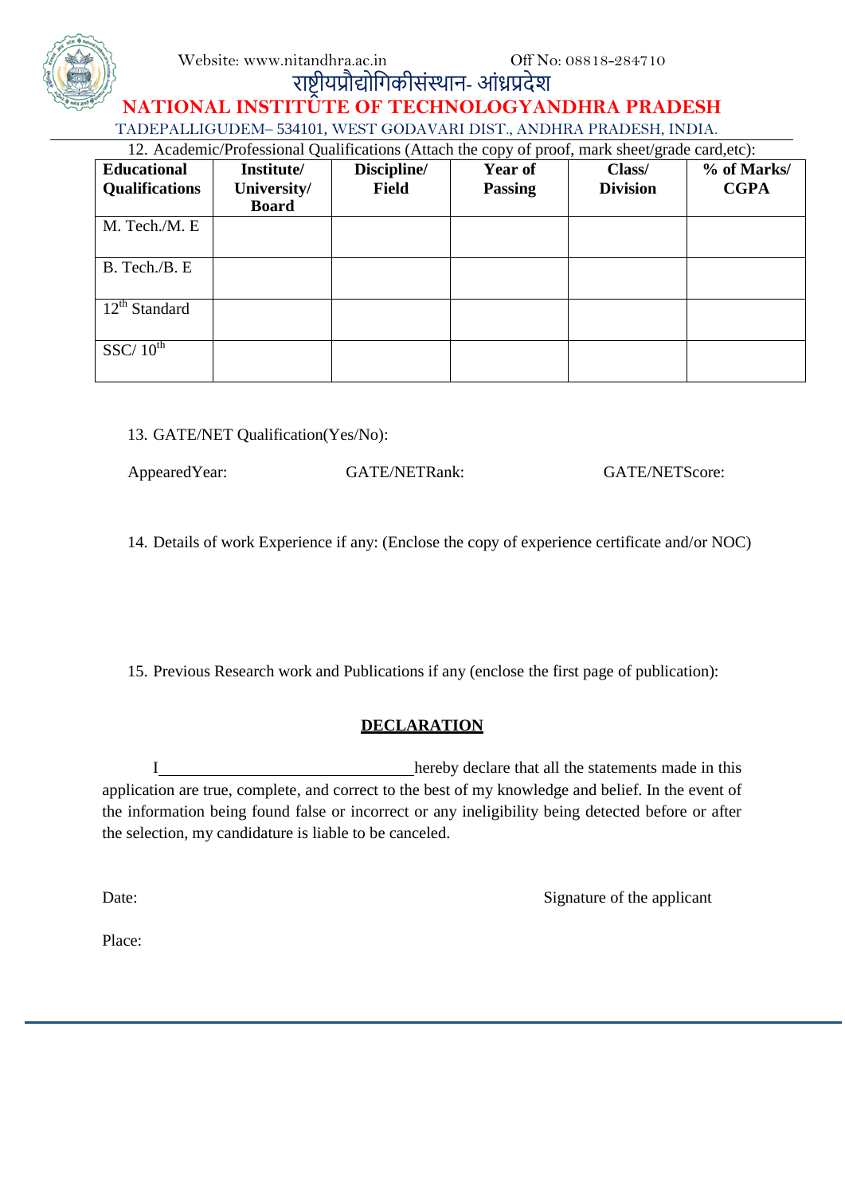Website: www.nitandhra.ac.in Off No: 08818-284710

राष्ट्रीयप्रौद्योगिकीसंस्थान- आंध्रप्रदेश

# NATIONAL INSTITUTE OF TECHNOLOGYANDHRA PRADESH

TADEPALLIGUDEM– 534101, WEST GODAVARI DIST., ANDHRA PRADESH, INDIA.

12. Academic/Professional Qualifications (Attach the copy of proof, mark sheet/grade card,etc):

| Educational Qualifications | Institute/ University/ Board | Discipline/ Field | Year of Passing | Class/ Division | % of Marks/ CGPA |
|---|---|---|---|---|---|
| M. Tech./M. E | | | | | |
| B. Tech./B. E | | | | | |
| 12th Standard | | | | | |
| SSC/ 10th | | | | | |

13. GATE/NET Qualification(Yes/No):

AppearedYear: GATE/NETRank: GATE/NETScore:

14. Details of work Experience if any: (Enclose the copy of experience certificate and/or NOC)

15. Previous Research work and Publications if any (enclose the first page of publication):

## DECLARATION

I ______________________________ hereby declare that all the statements made in this application are true, complete, and correct to the best of my knowledge and belief. In the event of the information being found false or incorrect or any ineligibility being detected before or after the selection, my candidature is liable to be canceled.

Date: Signature of the applicant

Place: